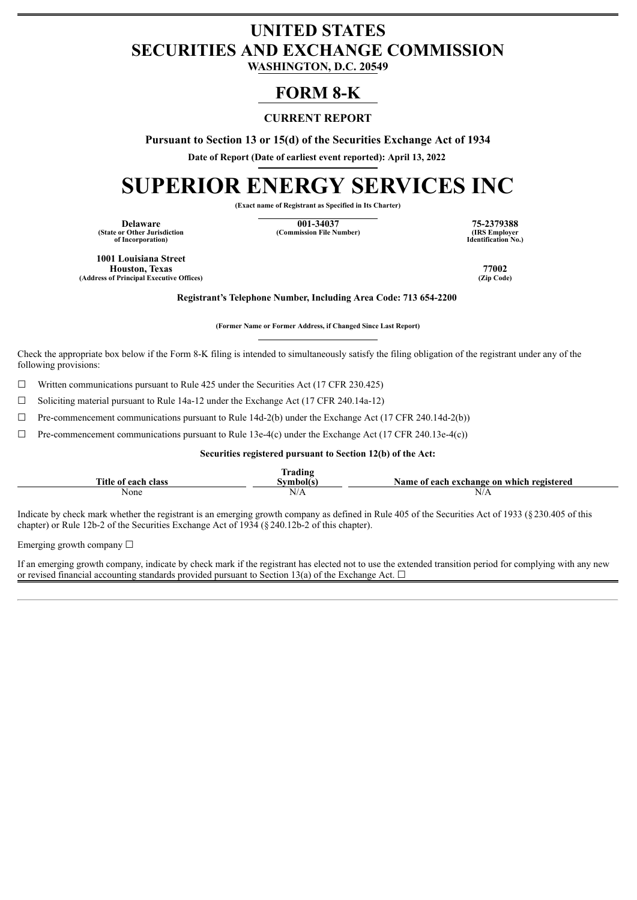# UNITED STATES
# SECURITIES AND EXCHANGE COMMISSION

**WASHINGTON, D.C. 20549**

# FORM 8-K

**CURRENT REPORT**

**Pursuant to Section 13 or 15(d) of the Securities Exchange Act of 1934**

**Date of Report (Date of earliest event reported): April 13, 2022**

# SUPERIOR ENERGY SERVICES INC

**(Exact name of Registrant as Specified in Its Charter)**

| **Delaware** | **001-34037** | **75-2379388** |
|---|---|---|
| **(State or Other Jurisdiction of Incorporation)** | **(Commission File Number)** | **(IRS Employer Identification No.)** |

| **1001 Louisiana Street Houston, Texas** | **77002** |
|---|---|
| **(Address of Principal Executive Offices)** | **(Zip Code)** |

**Registrant's Telephone Number, Including Area Code: 713 654-2200**

**(Former Name or Former Address, if Changed Since Last Report)**

Check the appropriate box below if the Form 8-K filing is intended to simultaneously satisfy the filing obligation of the registrant under any of the following provisions:

☐ Written communications pursuant to Rule 425 under the Securities Act (17 CFR 230.425)

☐ Soliciting material pursuant to Rule 14a-12 under the Exchange Act (17 CFR 240.14a-12)

☐ Pre-commencement communications pursuant to Rule 14d-2(b) under the Exchange Act (17 CFR 240.14d-2(b))

☐ Pre-commencement communications pursuant to Rule 13e-4(c) under the Exchange Act (17 CFR 240.13e-4(c))

**Securities registered pursuant to Section 12(b) of the Act:**

| Title of each class | Trading Symbol(s) | Name of each exchange on which registered |
|---|---|---|
| None | N/A | N/A |

Indicate by check mark whether the registrant is an emerging growth company as defined in Rule 405 of the Securities Act of 1933 (§230.405 of this chapter) or Rule 12b-2 of the Securities Exchange Act of 1934 (§240.12b-2 of this chapter).

Emerging growth company ☐

If an emerging growth company, indicate by check mark if the registrant has elected not to use the extended transition period for complying with any new or revised financial accounting standards provided pursuant to Section 13(a) of the Exchange Act. ☐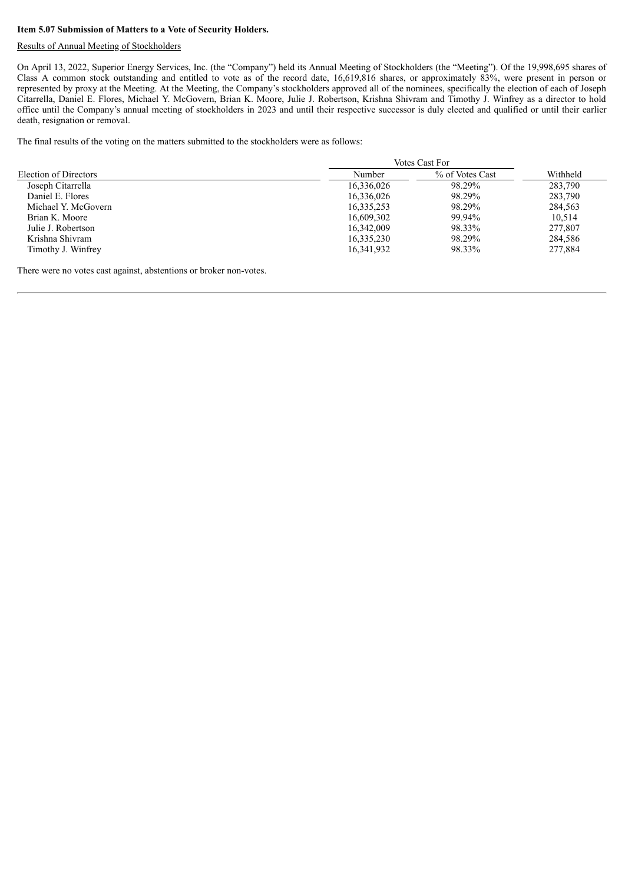**Item 5.07 Submission of Matters to a Vote of Security Holders.**

Results of Annual Meeting of Stockholders

On April 13, 2022, Superior Energy Services, Inc. (the "Company") held its Annual Meeting of Stockholders (the "Meeting"). Of the 19,998,695 shares of Class A common stock outstanding and entitled to vote as of the record date, 16,619,816 shares, or approximately 83%, were present in person or represented by proxy at the Meeting. At the Meeting, the Company's stockholders approved all of the nominees, specifically the election of each of Joseph Citarrella, Daniel E. Flores, Michael Y. McGovern, Brian K. Moore, Julie J. Robertson, Krishna Shivram and Timothy J. Winfrey as a director to hold office until the Company's annual meeting of stockholders in 2023 and until their respective successor is duly elected and qualified or until their earlier death, resignation or removal.

The final results of the voting on the matters submitted to the stockholders were as follows:

| | Votes Cast For | | |
|---|---|---|---|
| Election of Directors | Number | % of Votes Cast | Withheld |
| Joseph Citarrella | 16,336,026 | 98.29% | 283,790 |
| Daniel E. Flores | 16,336,026 | 98.29% | 283,790 |
| Michael Y. McGovern | 16,335,253 | 98.29% | 284,563 |
| Brian K. Moore | 16,609,302 | 99.94% | 10,514 |
| Julie J. Robertson | 16,342,009 | 98.33% | 277,807 |
| Krishna Shivram | 16,335,230 | 98.29% | 284,586 |
| Timothy J. Winfrey | 16,341,932 | 98.33% | 277,884 |

There were no votes cast against, abstentions or broker non-votes.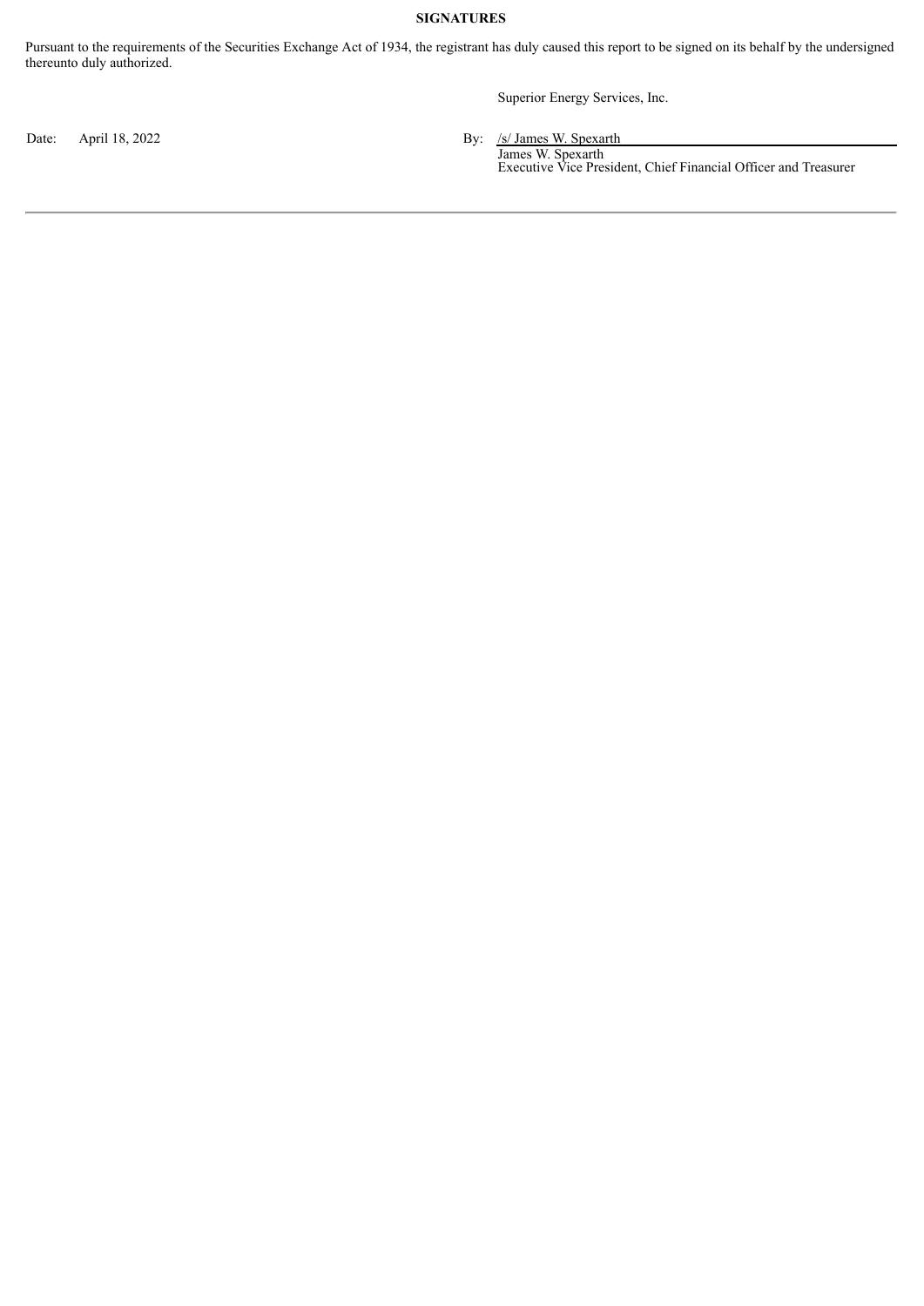**SIGNATURES**

Pursuant to the requirements of the Securities Exchange Act of 1934, the registrant has duly caused this report to be signed on its behalf by the undersigned thereunto duly authorized.

Superior Energy Services, Inc.

Date: April 18, 2022

By: /s/ James W. Spexarth
James W. Spexarth
Executive Vice President, Chief Financial Officer and Treasurer